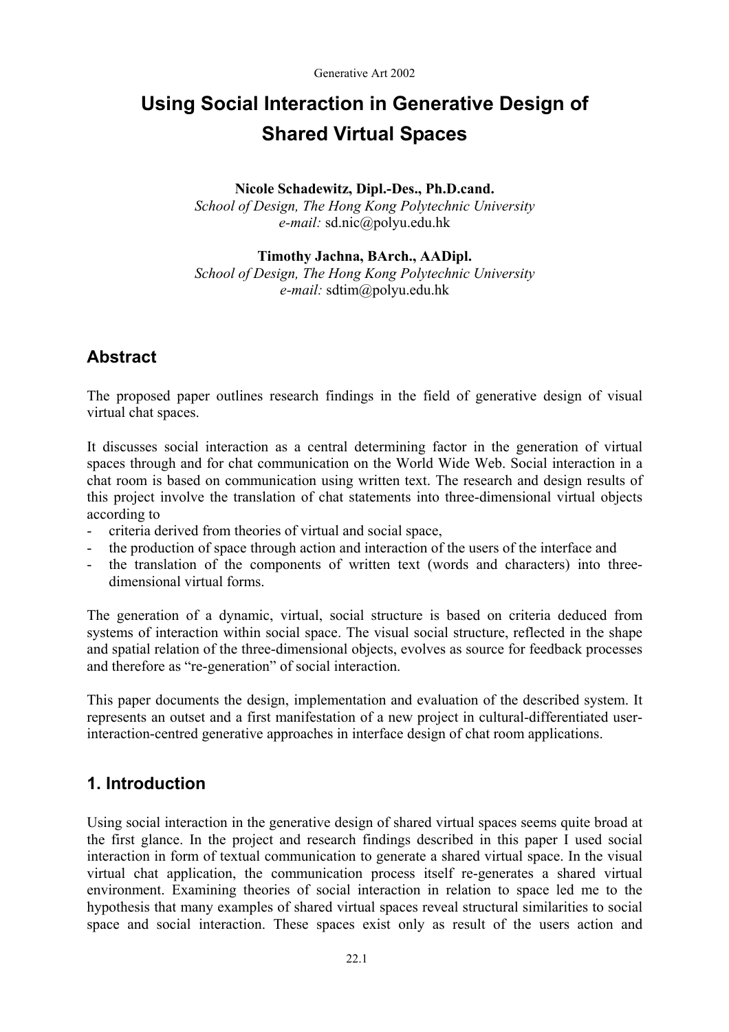# Using Social Interaction in Generative Design of Shared Virtual Spaces

**Nicole Schadewitz, Dipl.-Des., Ph.D.cand.**
*School of Design, The Hong Kong Polytechnic University*
*e-mail:* sd.nic@polyu.edu.hk

**Timothy Jachna, BArch., AADipl.**
*School of Design, The Hong Kong Polytechnic University*
*e-mail:* sdtim@polyu.edu.hk

## Abstract

The proposed paper outlines research findings in the field of generative design of visual virtual chat spaces.

It discusses social interaction as a central determining factor in the generation of virtual spaces through and for chat communication on the World Wide Web. Social interaction in a chat room is based on communication using written text. The research and design results of this project involve the translation of chat statements into three-dimensional virtual objects according to

- criteria derived from theories of virtual and social space,
- the production of space through action and interaction of the users of the interface and
- the translation of the components of written text (words and characters) into three-dimensional virtual forms.

The generation of a dynamic, virtual, social structure is based on criteria deduced from systems of interaction within social space. The visual social structure, reflected in the shape and spatial relation of the three-dimensional objects, evolves as source for feedback processes and therefore as "re-generation" of social interaction.

This paper documents the design, implementation and evaluation of the described system. It represents an outset and a first manifestation of a new project in cultural-differentiated user-interaction-centred generative approaches in interface design of chat room applications.

## 1. Introduction

Using social interaction in the generative design of shared virtual spaces seems quite broad at the first glance. In the project and research findings described in this paper I used social interaction in form of textual communication to generate a shared virtual space. In the visual virtual chat application, the communication process itself re-generates a shared virtual environment. Examining theories of social interaction in relation to space led me to the hypothesis that many examples of shared virtual spaces reveal structural similarities to social space and social interaction. These spaces exist only as result of the users action and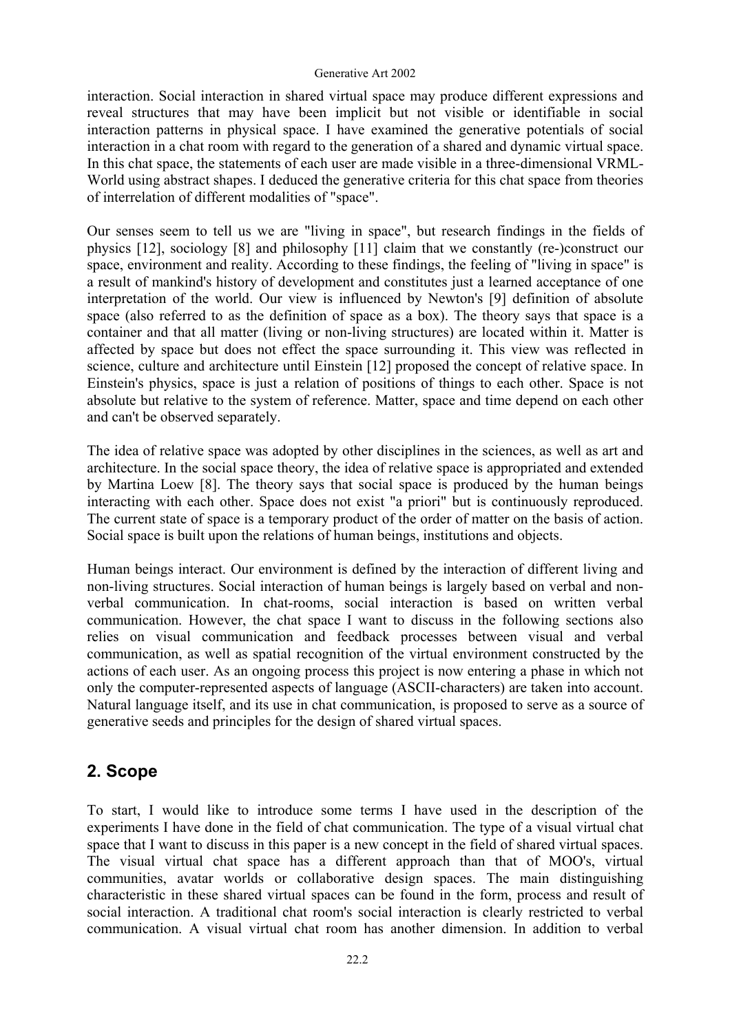interaction. Social interaction in shared virtual space may produce different expressions and reveal structures that may have been implicit but not visible or identifiable in social interaction patterns in physical space. I have examined the generative potentials of social interaction in a chat room with regard to the generation of a shared and dynamic virtual space. In this chat space, the statements of each user are made visible in a three-dimensional VRML-World using abstract shapes. I deduced the generative criteria for this chat space from theories of interrelation of different modalities of "space".

Our senses seem to tell us we are "living in space", but research findings in the fields of physics [12], sociology [8] and philosophy [11] claim that we constantly (re-)construct our space, environment and reality. According to these findings, the feeling of "living in space" is a result of mankind's history of development and constitutes just a learned acceptance of one interpretation of the world. Our view is influenced by Newton's [9] definition of absolute space (also referred to as the definition of space as a box). The theory says that space is a container and that all matter (living or non-living structures) are located within it. Matter is affected by space but does not effect the space surrounding it. This view was reflected in science, culture and architecture until Einstein [12] proposed the concept of relative space. In Einstein's physics, space is just a relation of positions of things to each other. Space is not absolute but relative to the system of reference. Matter, space and time depend on each other and can't be observed separately.

The idea of relative space was adopted by other disciplines in the sciences, as well as art and architecture. In the social space theory, the idea of relative space is appropriated and extended by Martina Loew [8]. The theory says that social space is produced by the human beings interacting with each other. Space does not exist "a priori" but is continuously reproduced. The current state of space is a temporary product of the order of matter on the basis of action. Social space is built upon the relations of human beings, institutions and objects.

Human beings interact. Our environment is defined by the interaction of different living and non-living structures. Social interaction of human beings is largely based on verbal and non-verbal communication. In chat-rooms, social interaction is based on written verbal communication. However, the chat space I want to discuss in the following sections also relies on visual communication and feedback processes between visual and verbal communication, as well as spatial recognition of the virtual environment constructed by the actions of each user. As an ongoing process this project is now entering a phase in which not only the computer-represented aspects of language (ASCII-characters) are taken into account. Natural language itself, and its use in chat communication, is proposed to serve as a source of generative seeds and principles for the design of shared virtual spaces.

## 2. Scope

To start, I would like to introduce some terms I have used in the description of the experiments I have done in the field of chat communication. The type of a visual virtual chat space that I want to discuss in this paper is a new concept in the field of shared virtual spaces. The visual virtual chat space has a different approach than that of MOO's, virtual communities, avatar worlds or collaborative design spaces. The main distinguishing characteristic in these shared virtual spaces can be found in the form, process and result of social interaction. A traditional chat room's social interaction is clearly restricted to verbal communication. A visual virtual chat room has another dimension. In addition to verbal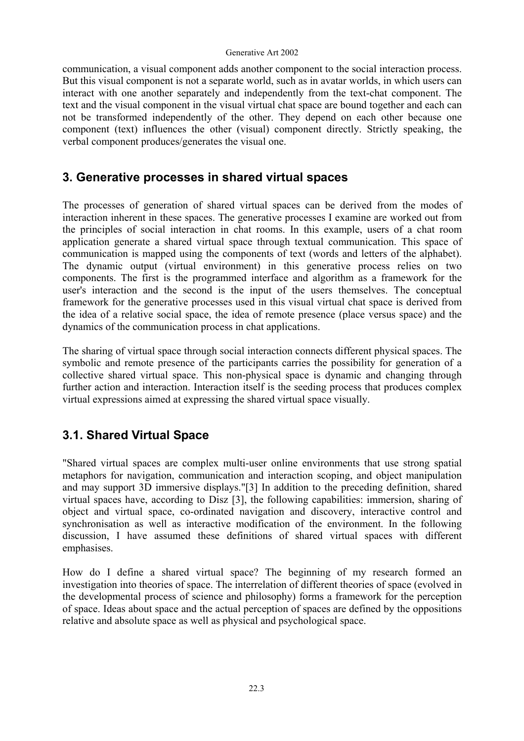communication, a visual component adds another component to the social interaction process. But this visual component is not a separate world, such as in avatar worlds, in which users can interact with one another separately and independently from the text-chat component. The text and the visual component in the visual virtual chat space are bound together and each can not be transformed independently of the other. They depend on each other because one component (text) influences the other (visual) component directly. Strictly speaking, the verbal component produces/generates the visual one.

## 3. Generative processes in shared virtual spaces

The processes of generation of shared virtual spaces can be derived from the modes of interaction inherent in these spaces. The generative processes I examine are worked out from the principles of social interaction in chat rooms. In this example, users of a chat room application generate a shared virtual space through textual communication. This space of communication is mapped using the components of text (words and letters of the alphabet). The dynamic output (virtual environment) in this generative process relies on two components. The first is the programmed interface and algorithm as a framework for the user's interaction and the second is the input of the users themselves. The conceptual framework for the generative processes used in this visual virtual chat space is derived from the idea of a relative social space, the idea of remote presence (place versus space) and the dynamics of the communication process in chat applications.

The sharing of virtual space through social interaction connects different physical spaces. The symbolic and remote presence of the participants carries the possibility for generation of a collective shared virtual space. This non-physical space is dynamic and changing through further action and interaction. Interaction itself is the seeding process that produces complex virtual expressions aimed at expressing the shared virtual space visually.

## 3.1. Shared Virtual Space

"Shared virtual spaces are complex multi-user online environments that use strong spatial metaphors for navigation, communication and interaction scoping, and object manipulation and may support 3D immersive displays."[3] In addition to the preceding definition, shared virtual spaces have, according to Disz [3], the following capabilities: immersion, sharing of object and virtual space, co-ordinated navigation and discovery, interactive control and synchronisation as well as interactive modification of the environment. In the following discussion, I have assumed these definitions of shared virtual spaces with different emphasises.

How do I define a shared virtual space? The beginning of my research formed an investigation into theories of space. The interrelation of different theories of space (evolved in the developmental process of science and philosophy) forms a framework for the perception of space. Ideas about space and the actual perception of spaces are defined by the oppositions relative and absolute space as well as physical and psychological space.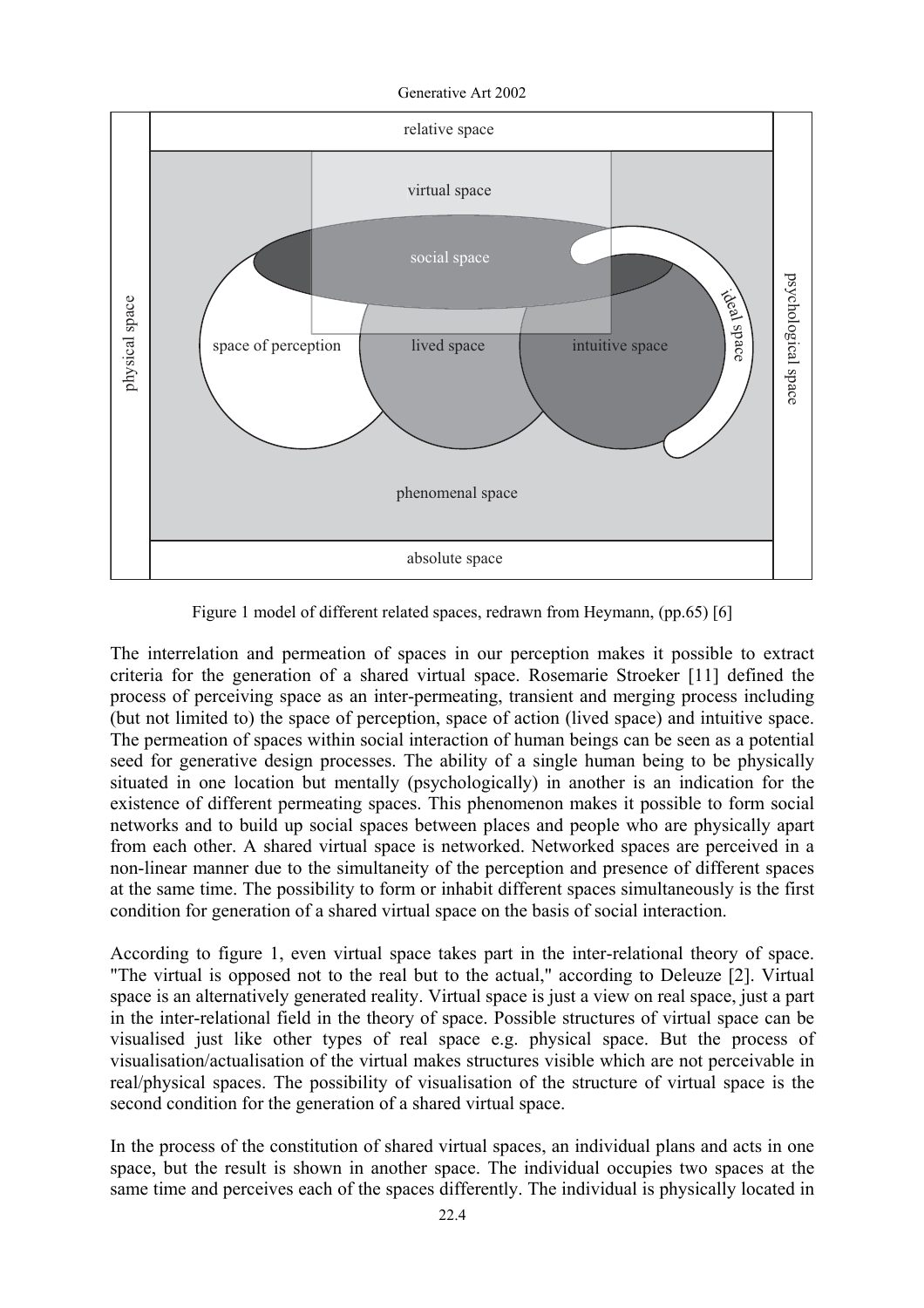Figure 1 model of different related spaces, redrawn from Heymann, (pp.65) [6]

The interrelation and permeation of spaces in our perception makes it possible to extract criteria for the generation of a shared virtual space. Rosemarie Stroeker [11] defined the process of perceiving space as an inter-permeating, transient and merging process including (but not limited to) the space of perception, space of action (lived space) and intuitive space. The permeation of spaces within social interaction of human beings can be seen as a potential seed for generative design processes. The ability of a single human being to be physically situated in one location but mentally (psychologically) in another is an indication for the existence of different permeating spaces. This phenomenon makes it possible to form social networks and to build up social spaces between places and people who are physically apart from each other. A shared virtual space is networked. Networked spaces are perceived in a non-linear manner due to the simultaneity of the perception and presence of different spaces at the same time. The possibility to form or inhabit different spaces simultaneously is the first condition for generation of a shared virtual space on the basis of social interaction.

According to figure 1, even virtual space takes part in the inter-relational theory of space. "The virtual is opposed not to the real but to the actual," according to Deleuze [2]. Virtual space is an alternatively generated reality. Virtual space is just a view on real space, just a part in the inter-relational field in the theory of space. Possible structures of virtual space can be visualised just like other types of real space e.g. physical space. But the process of visualisation/actualisation of the virtual makes structures visible which are not perceivable in real/physical spaces. The possibility of visualisation of the structure of virtual space is the second condition for the generation of a shared virtual space.

In the process of the constitution of shared virtual spaces, an individual plans and acts in one space, but the result is shown in another space. The individual occupies two spaces at the same time and perceives each of the spaces differently. The individual is physically located in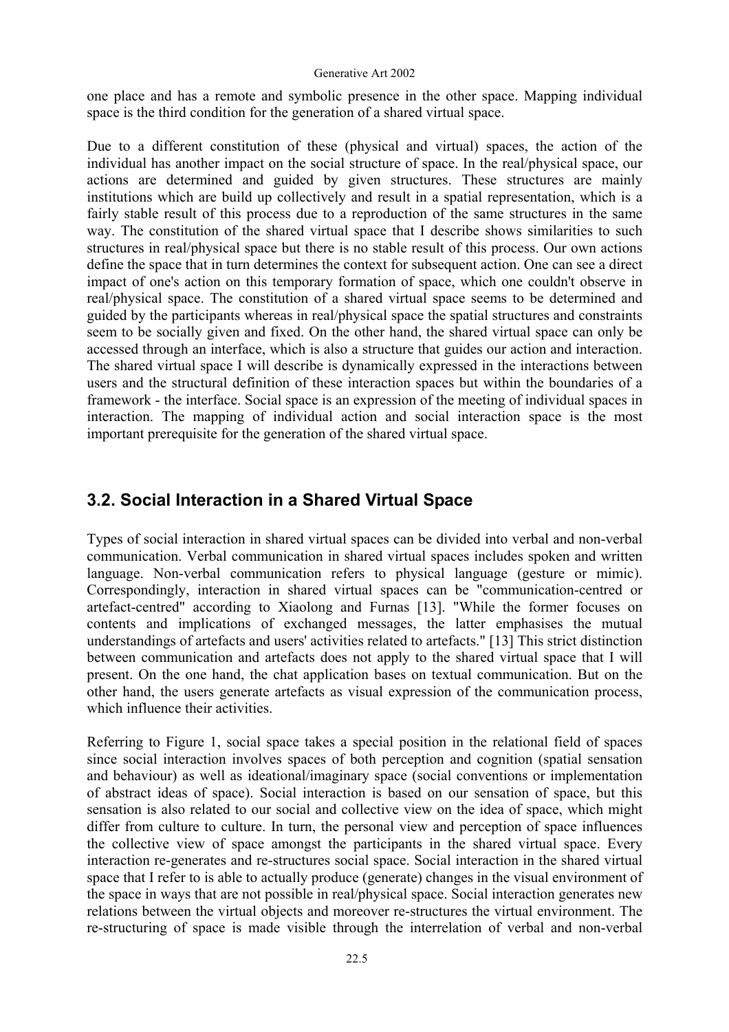one place and has a remote and symbolic presence in the other space. Mapping individual space is the third condition for the generation of a shared virtual space.

Due to a different constitution of these (physical and virtual) spaces, the action of the individual has another impact on the social structure of space. In the real/physical space, our actions are determined and guided by given structures. These structures are mainly institutions which are build up collectively and result in a spatial representation, which is a fairly stable result of this process due to a reproduction of the same structures in the same way. The constitution of the shared virtual space that I describe shows similarities to such structures in real/physical space but there is no stable result of this process. Our own actions define the space that in turn determines the context for subsequent action. One can see a direct impact of one's action on this temporary formation of space, which one couldn't observe in real/physical space. The constitution of a shared virtual space seems to be determined and guided by the participants whereas in real/physical space the spatial structures and constraints seem to be socially given and fixed. On the other hand, the shared virtual space can only be accessed through an interface, which is also a structure that guides our action and interaction. The shared virtual space I will describe is dynamically expressed in the interactions between users and the structural definition of these interaction spaces but within the boundaries of a framework - the interface. Social space is an expression of the meeting of individual spaces in interaction. The mapping of individual action and social interaction space is the most important prerequisite for the generation of the shared virtual space.

## 3.2. Social Interaction in a Shared Virtual Space

Types of social interaction in shared virtual spaces can be divided into verbal and non-verbal communication. Verbal communication in shared virtual spaces includes spoken and written language. Non-verbal communication refers to physical language (gesture or mimic). Correspondingly, interaction in shared virtual spaces can be "communication-centred or artefact-centred" according to Xiaolong and Furnas [13]. "While the former focuses on contents and implications of exchanged messages, the latter emphasises the mutual understandings of artefacts and users' activities related to artefacts." [13] This strict distinction between communication and artefacts does not apply to the shared virtual space that I will present. On the one hand, the chat application bases on textual communication. But on the other hand, the users generate artefacts as visual expression of the communication process, which influence their activities.

Referring to Figure 1, social space takes a special position in the relational field of spaces since social interaction involves spaces of both perception and cognition (spatial sensation and behaviour) as well as ideational/imaginary space (social conventions or implementation of abstract ideas of space). Social interaction is based on our sensation of space, but this sensation is also related to our social and collective view on the idea of space, which might differ from culture to culture. In turn, the personal view and perception of space influences the collective view of space amongst the participants in the shared virtual space. Every interaction re-generates and re-structures social space. Social interaction in the shared virtual space that I refer to is able to actually produce (generate) changes in the visual environment of the space in ways that are not possible in real/physical space. Social interaction generates new relations between the virtual objects and moreover re-structures the virtual environment. The re-structuring of space is made visible through the interrelation of verbal and non-verbal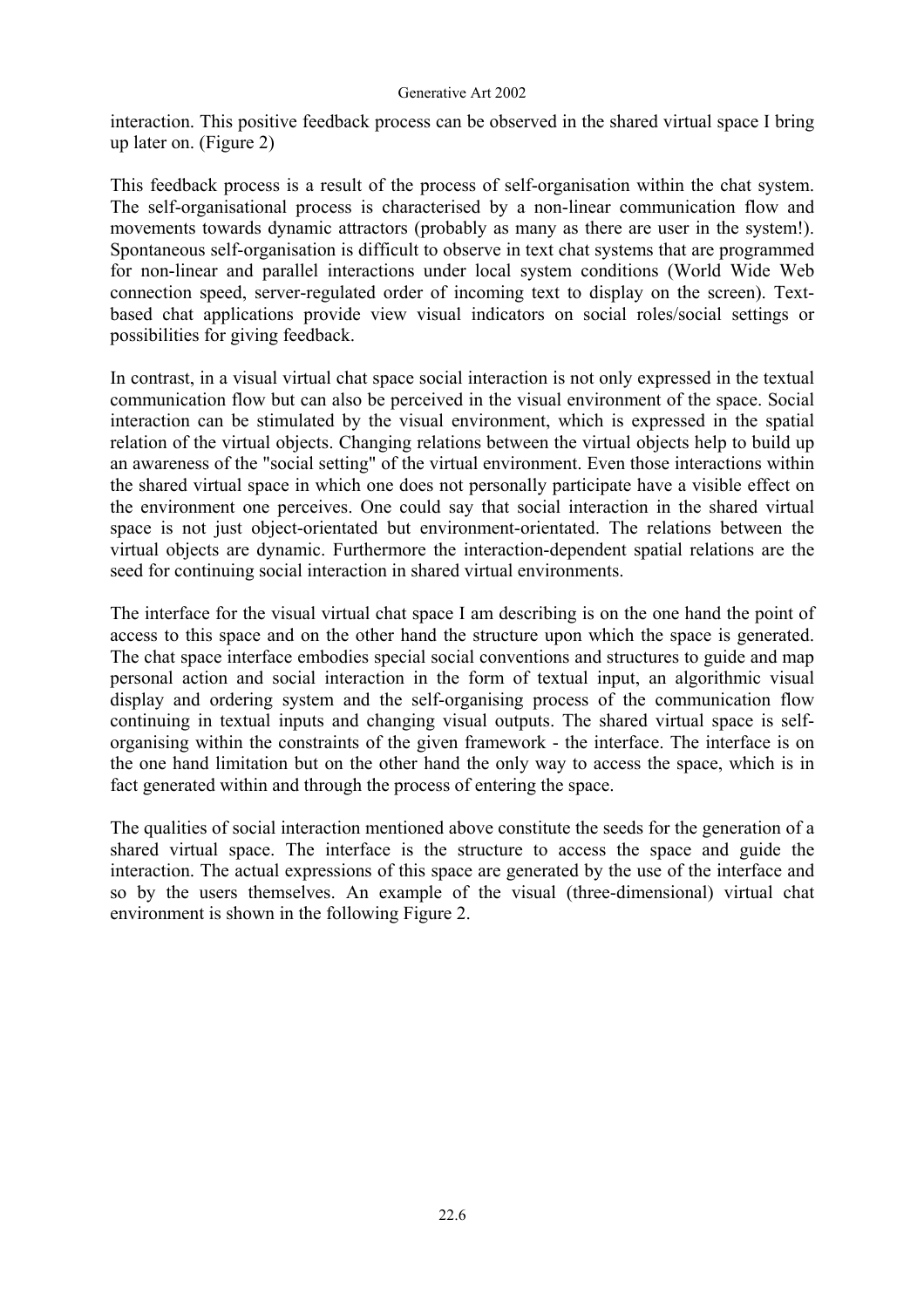interaction. This positive feedback process can be observed in the shared virtual space I bring up later on. (Figure 2)

This feedback process is a result of the process of self-organisation within the chat system. The self-organisational process is characterised by a non-linear communication flow and movements towards dynamic attractors (probably as many as there are user in the system!). Spontaneous self-organisation is difficult to observe in text chat systems that are programmed for non-linear and parallel interactions under local system conditions (World Wide Web connection speed, server-regulated order of incoming text to display on the screen). Text-based chat applications provide view visual indicators on social roles/social settings or possibilities for giving feedback.

In contrast, in a visual virtual chat space social interaction is not only expressed in the textual communication flow but can also be perceived in the visual environment of the space. Social interaction can be stimulated by the visual environment, which is expressed in the spatial relation of the virtual objects. Changing relations between the virtual objects help to build up an awareness of the "social setting" of the virtual environment. Even those interactions within the shared virtual space in which one does not personally participate have a visible effect on the environment one perceives. One could say that social interaction in the shared virtual space is not just object-orientated but environment-orientated. The relations between the virtual objects are dynamic. Furthermore the interaction-dependent spatial relations are the seed for continuing social interaction in shared virtual environments.

The interface for the visual virtual chat space I am describing is on the one hand the point of access to this space and on the other hand the structure upon which the space is generated. The chat space interface embodies special social conventions and structures to guide and map personal action and social interaction in the form of textual input, an algorithmic visual display and ordering system and the self-organising process of the communication flow continuing in textual inputs and changing visual outputs. The shared virtual space is self-organising within the constraints of the given framework - the interface. The interface is on the one hand limitation but on the other hand the only way to access the space, which is in fact generated within and through the process of entering the space.

The qualities of social interaction mentioned above constitute the seeds for the generation of a shared virtual space. The interface is the structure to access the space and guide the interaction. The actual expressions of this space are generated by the use of the interface and so by the users themselves. An example of the visual (three-dimensional) virtual chat environment is shown in the following Figure 2.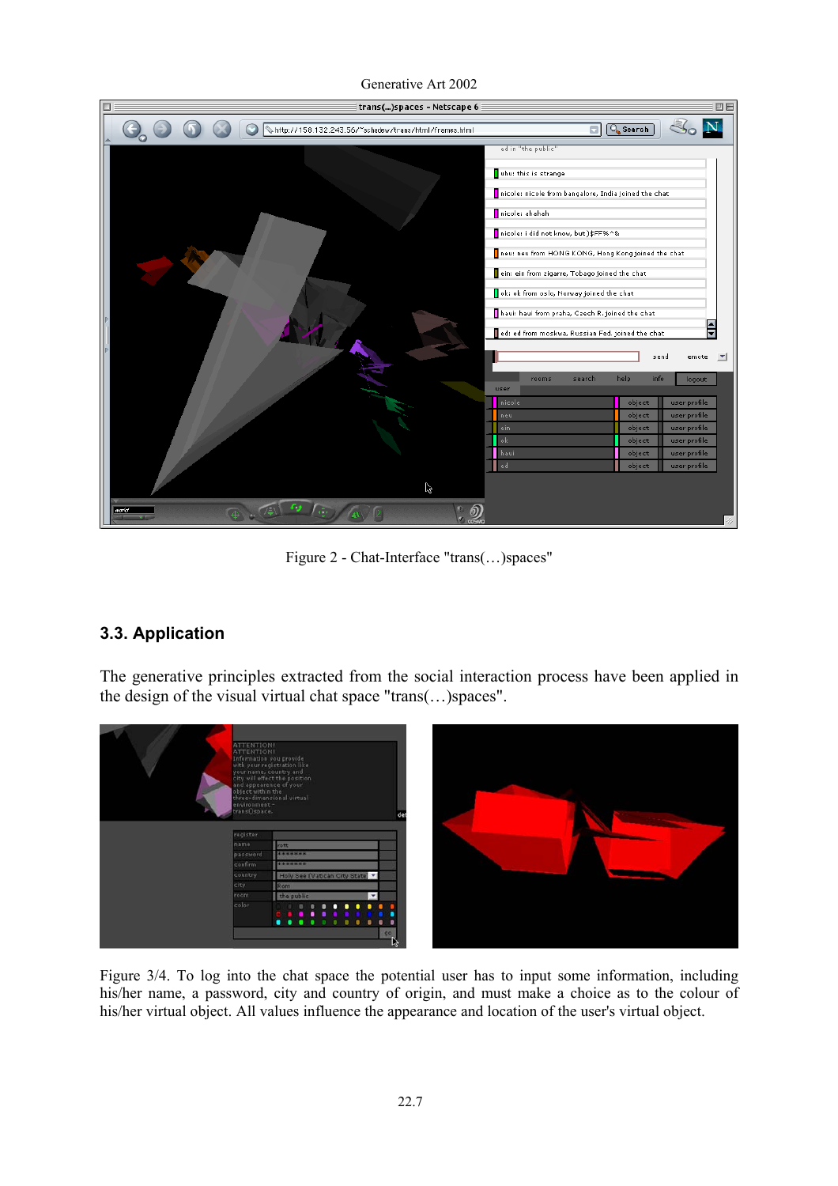Figure 2 - Chat-Interface "trans(…)spaces"

## 3.3. Application

The generative principles extracted from the social interaction process have been applied in the design of the visual virtual chat space "trans(…)spaces".

Figure 3/4. To log into the chat space the potential user has to input some information, including his/her name, a password, city and country of origin, and must make a choice as to the colour of his/her virtual object. All values influence the appearance and location of the user's virtual object.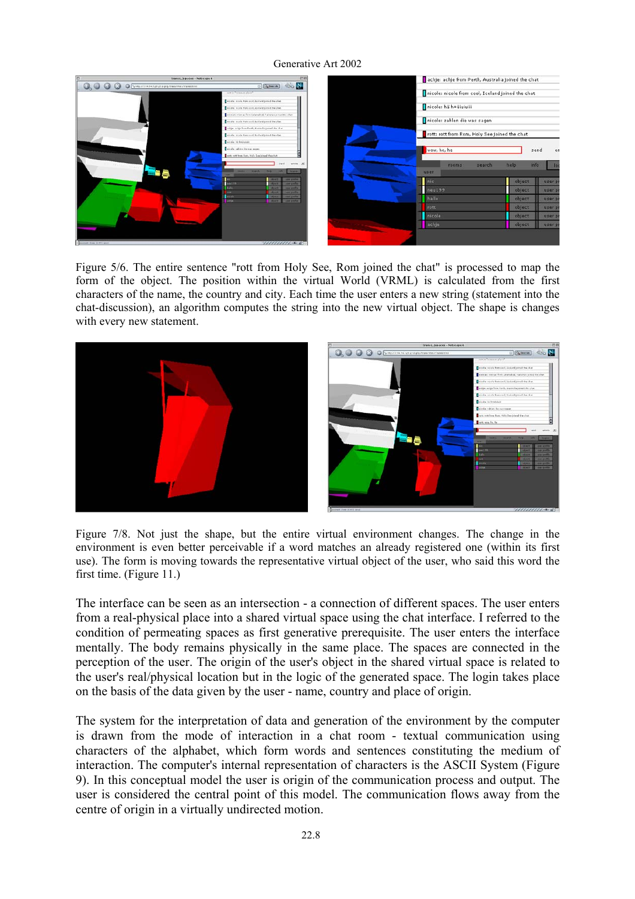Figure 5/6. The entire sentence "rott from Holy See, Rom joined the chat" is processed to map the form of the object. The position within the virtual World (VRML) is calculated from the first characters of the name, the country and city. Each time the user enters a new string (statement into the chat-discussion), an algorithm computes the string into the new virtual object. The shape is changes with every new statement.

Figure 7/8. Not just the shape, but the entire virtual environment changes. The change in the environment is even better perceivable if a word matches an already registered one (within its first use). The form is moving towards the representative virtual object of the user, who said this word the first time. (Figure 11.)

The interface can be seen as an intersection - a connection of different spaces. The user enters from a real-physical place into a shared virtual space using the chat interface. I referred to the condition of permeating spaces as first generative prerequisite. The user enters the interface mentally. The body remains physically in the same place. The spaces are connected in the perception of the user. The origin of the user's object in the shared virtual space is related to the user's real/physical location but in the logic of the generated space. The login takes place on the basis of the data given by the user - name, country and place of origin.

The system for the interpretation of data and generation of the environment by the computer is drawn from the mode of interaction in a chat room - textual communication using characters of the alphabet, which form words and sentences constituting the medium of interaction. The computer's internal representation of characters is the ASCII System (Figure 9). In this conceptual model the user is origin of the communication process and output. The user is considered the central point of this model. The communication flows away from the centre of origin in a virtually undirected motion.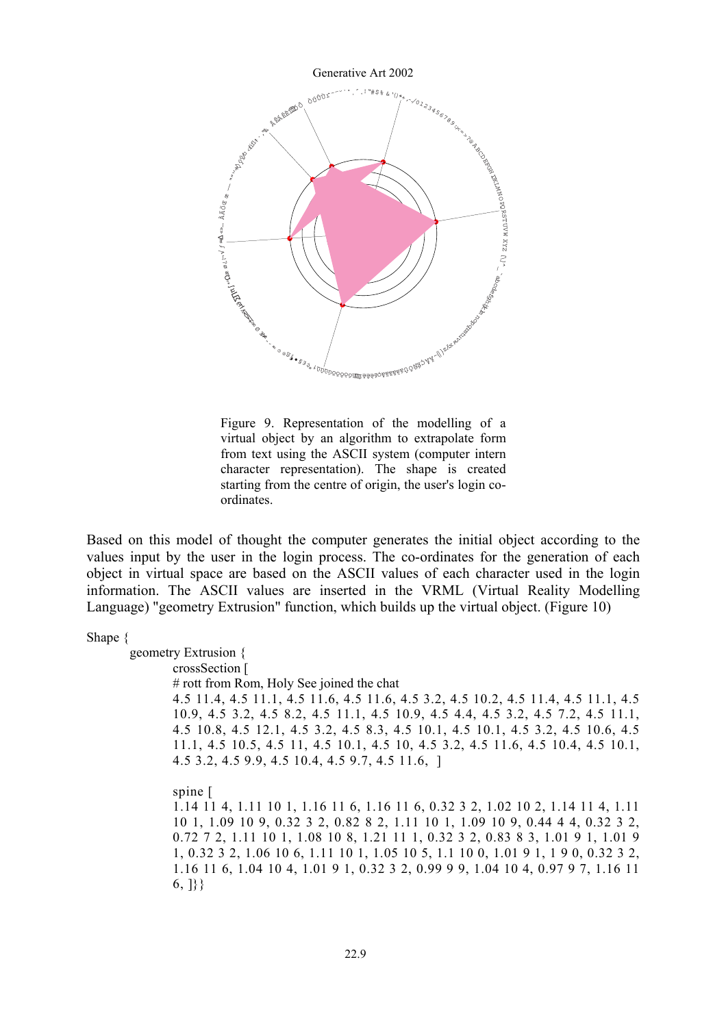Figure 9. Representation of the modelling of a virtual object by an algorithm to extrapolate form from text using the ASCII system (computer intern character representation). The shape is created starting from the centre of origin, the user's login co-ordinates.

Based on this model of thought the computer generates the initial object according to the values input by the user in the login process. The co-ordinates for the generation of each object in virtual space are based on the ASCII values of each character used in the login information. The ASCII values are inserted in the VRML (Virtual Reality Modelling Language) "geometry Extrusion" function, which builds up the virtual object. (Figure 10)

```
Shape {
        geometry Extrusion {
                crossSection [
                # rott from Rom, Holy See joined the chat
                4.5 11.4, 4.5 11.1, 4.5 11.6, 4.5 11.6, 4.5 3.2, 4.5 10.2, 4.5 11.4, 4.5 11.1, 4.5
                10.9, 4.5 3.2, 4.5 8.2, 4.5 11.1, 4.5 10.9, 4.5 4.4, 4.5 3.2, 4.5 7.2, 4.5 11.1,
                4.5 10.8, 4.5 12.1, 4.5 3.2, 4.5 8.3, 4.5 10.1, 4.5 10.1, 4.5 3.2, 4.5 10.6, 4.5
                11.1, 4.5 10.5, 4.5 11, 4.5 10.1, 4.5 10, 4.5 3.2, 4.5 11.6, 4.5 10.4, 4.5 10.1,
                4.5 3.2, 4.5 9.9, 4.5 10.4, 4.5 9.7, 4.5 11.6, ]

                spine [
                1.14 11 4, 1.11 10 1, 1.16 11 6, 1.16 11 6, 0.32 3 2, 1.02 10 2, 1.14 11 4, 1.11
                10 1, 1.09 10 9, 0.32 3 2, 0.82 8 2, 1.11 10 1, 1.09 10 9, 0.44 4 4, 0.32 3 2,
                0.72 7 2, 1.11 10 1, 1.08 10 8, 1.21 11 1, 0.32 3 2, 0.83 8 3, 1.01 9 1, 1.01 9
                1, 0.32 3 2, 1.06 10 6, 1.11 10 1, 1.05 10 5, 1.1 10 0, 1.01 9 1, 1 9 0, 0.32 3 2,
                1.16 11 6, 1.04 10 4, 1.01 9 1, 0.32 3 2, 0.99 9 9, 1.04 10 4, 0.97 9 7, 1.16 11
                6, ]}}
```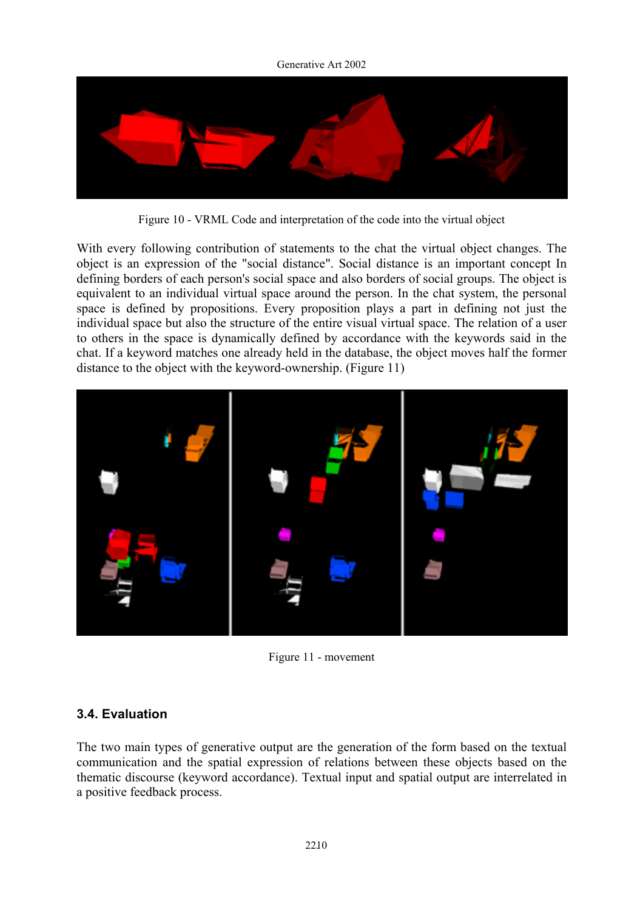Figure 10 - VRML Code and interpretation of the code into the virtual object

With every following contribution of statements to the chat the virtual object changes. The object is an expression of the "social distance". Social distance is an important concept In defining borders of each person's social space and also borders of social groups. The object is equivalent to an individual virtual space around the person. In the chat system, the personal space is defined by propositions. Every proposition plays a part in defining not just the individual space but also the structure of the entire visual virtual space. The relation of a user to others in the space is dynamically defined by accordance with the keywords said in the chat. If a keyword matches one already held in the database, the object moves half the former distance to the object with the keyword-ownership. (Figure 11)

Figure 11 - movement

### 3.4. Evaluation

The two main types of generative output are the generation of the form based on the textual communication and the spatial expression of relations between these objects based on the thematic discourse (keyword accordance). Textual input and spatial output are interrelated in a positive feedback process.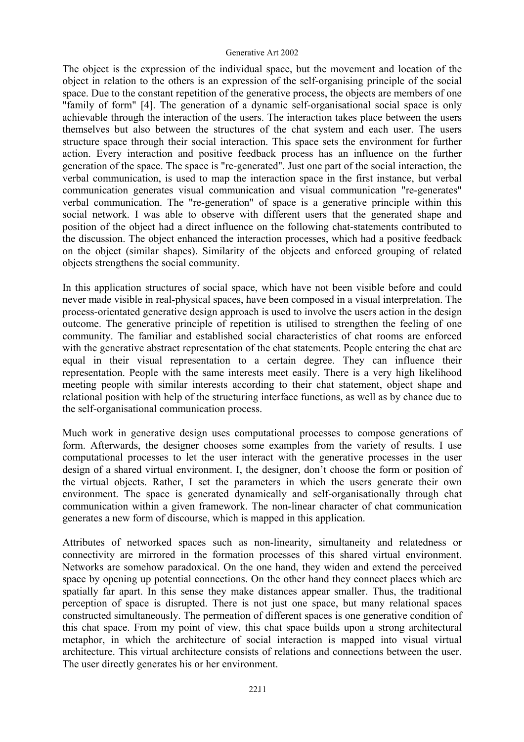The object is the expression of the individual space, but the movement and location of the object in relation to the others is an expression of the self-organising principle of the social space. Due to the constant repetition of the generative process, the objects are members of one "family of form" [4]. The generation of a dynamic self-organisational social space is only achievable through the interaction of the users. The interaction takes place between the users themselves but also between the structures of the chat system and each user. The users structure space through their social interaction. This space sets the environment for further action. Every interaction and positive feedback process has an influence on the further generation of the space. The space is "re-generated". Just one part of the social interaction, the verbal communication, is used to map the interaction space in the first instance, but verbal communication generates visual communication and visual communication "re-generates" verbal communication. The "re-generation" of space is a generative principle within this social network. I was able to observe with different users that the generated shape and position of the object had a direct influence on the following chat-statements contributed to the discussion. The object enhanced the interaction processes, which had a positive feedback on the object (similar shapes). Similarity of the objects and enforced grouping of related objects strengthens the social community.

In this application structures of social space, which have not been visible before and could never made visible in real-physical spaces, have been composed in a visual interpretation. The process-orientated generative design approach is used to involve the users action in the design outcome. The generative principle of repetition is utilised to strengthen the feeling of one community. The familiar and established social characteristics of chat rooms are enforced with the generative abstract representation of the chat statements. People entering the chat are equal in their visual representation to a certain degree. They can influence their representation. People with the same interests meet easily. There is a very high likelihood meeting people with similar interests according to their chat statement, object shape and relational position with help of the structuring interface functions, as well as by chance due to the self-organisational communication process.

Much work in generative design uses computational processes to compose generations of form. Afterwards, the designer chooses some examples from the variety of results. I use computational processes to let the user interact with the generative processes in the user design of a shared virtual environment. I, the designer, don't choose the form or position of the virtual objects. Rather, I set the parameters in which the users generate their own environment. The space is generated dynamically and self-organisationally through chat communication within a given framework. The non-linear character of chat communication generates a new form of discourse, which is mapped in this application.

Attributes of networked spaces such as non-linearity, simultaneity and relatedness or connectivity are mirrored in the formation processes of this shared virtual environment. Networks are somehow paradoxical. On the one hand, they widen and extend the perceived space by opening up potential connections. On the other hand they connect places which are spatially far apart. In this sense they make distances appear smaller. Thus, the traditional perception of space is disrupted. There is not just one space, but many relational spaces constructed simultaneously. The permeation of different spaces is one generative condition of this chat space. From my point of view, this chat space builds upon a strong architectural metaphor, in which the architecture of social interaction is mapped into visual virtual architecture. This virtual architecture consists of relations and connections between the user. The user directly generates his or her environment.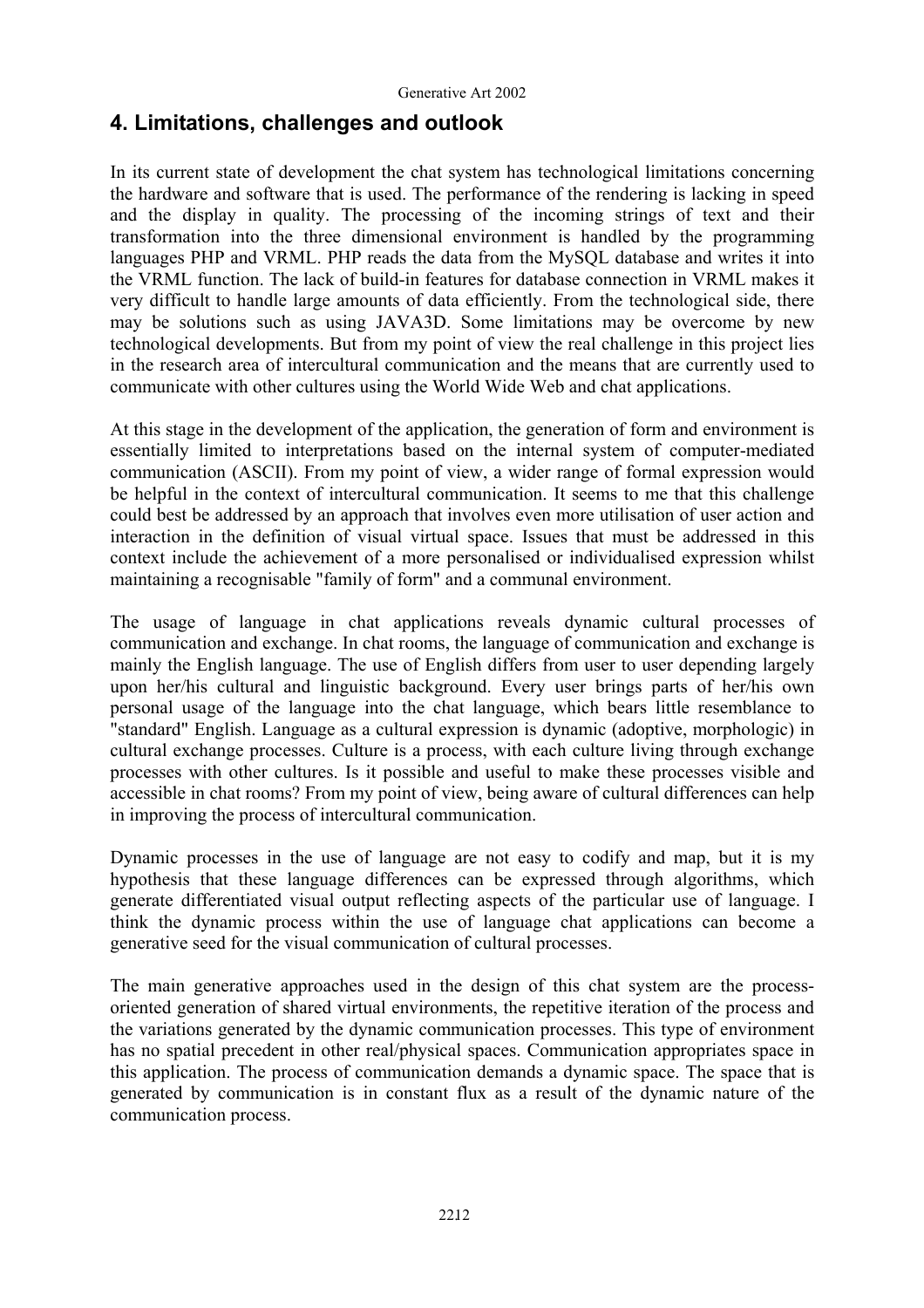## 4. Limitations, challenges and outlook

In its current state of development the chat system has technological limitations concerning the hardware and software that is used. The performance of the rendering is lacking in speed and the display in quality. The processing of the incoming strings of text and their transformation into the three dimensional environment is handled by the programming languages PHP and VRML. PHP reads the data from the MySQL database and writes it into the VRML function. The lack of build-in features for database connection in VRML makes it very difficult to handle large amounts of data efficiently. From the technological side, there may be solutions such as using JAVA3D. Some limitations may be overcome by new technological developments. But from my point of view the real challenge in this project lies in the research area of intercultural communication and the means that are currently used to communicate with other cultures using the World Wide Web and chat applications.

At this stage in the development of the application, the generation of form and environment is essentially limited to interpretations based on the internal system of computer-mediated communication (ASCII). From my point of view, a wider range of formal expression would be helpful in the context of intercultural communication. It seems to me that this challenge could best be addressed by an approach that involves even more utilisation of user action and interaction in the definition of visual virtual space. Issues that must be addressed in this context include the achievement of a more personalised or individualised expression whilst maintaining a recognisable "family of form" and a communal environment.

The usage of language in chat applications reveals dynamic cultural processes of communication and exchange. In chat rooms, the language of communication and exchange is mainly the English language. The use of English differs from user to user depending largely upon her/his cultural and linguistic background. Every user brings parts of her/his own personal usage of the language into the chat language, which bears little resemblance to "standard" English. Language as a cultural expression is dynamic (adoptive, morphologic) in cultural exchange processes. Culture is a process, with each culture living through exchange processes with other cultures. Is it possible and useful to make these processes visible and accessible in chat rooms? From my point of view, being aware of cultural differences can help in improving the process of intercultural communication.

Dynamic processes in the use of language are not easy to codify and map, but it is my hypothesis that these language differences can be expressed through algorithms, which generate differentiated visual output reflecting aspects of the particular use of language. I think the dynamic process within the use of language chat applications can become a generative seed for the visual communication of cultural processes.

The main generative approaches used in the design of this chat system are the process-oriented generation of shared virtual environments, the repetitive iteration of the process and the variations generated by the dynamic communication processes. This type of environment has no spatial precedent in other real/physical spaces. Communication appropriates space in this application. The process of communication demands a dynamic space. The space that is generated by communication is in constant flux as a result of the dynamic nature of the communication process.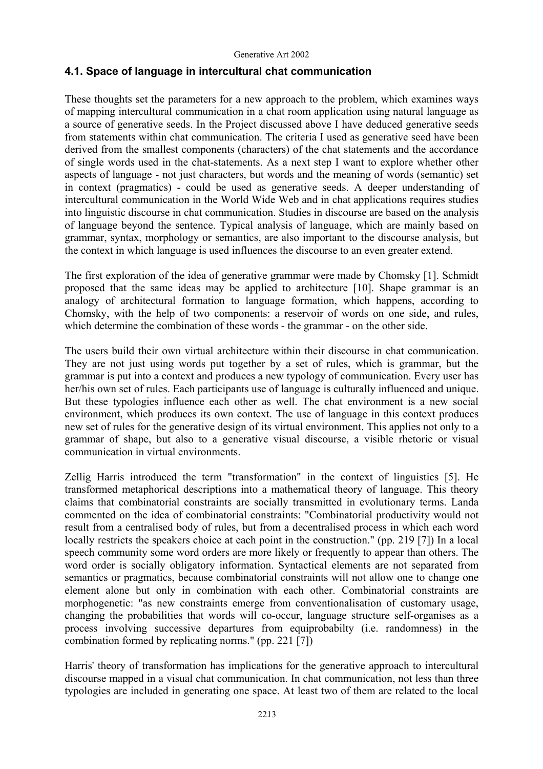### 4.1. Space of language in intercultural chat communication

These thoughts set the parameters for a new approach to the problem, which examines ways of mapping intercultural communication in a chat room application using natural language as a source of generative seeds. In the Project discussed above I have deduced generative seeds from statements within chat communication. The criteria I used as generative seed have been derived from the smallest components (characters) of the chat statements and the accordance of single words used in the chat-statements. As a next step I want to explore whether other aspects of language - not just characters, but words and the meaning of words (semantic) set in context (pragmatics) - could be used as generative seeds. A deeper understanding of intercultural communication in the World Wide Web and in chat applications requires studies into linguistic discourse in chat communication. Studies in discourse are based on the analysis of language beyond the sentence. Typical analysis of language, which are mainly based on grammar, syntax, morphology or semantics, are also important to the discourse analysis, but the context in which language is used influences the discourse to an even greater extend.

The first exploration of the idea of generative grammar were made by Chomsky [1]. Schmidt proposed that the same ideas may be applied to architecture [10]. Shape grammar is an analogy of architectural formation to language formation, which happens, according to Chomsky, with the help of two components: a reservoir of words on one side, and rules, which determine the combination of these words - the grammar - on the other side.

The users build their own virtual architecture within their discourse in chat communication. They are not just using words put together by a set of rules, which is grammar, but the grammar is put into a context and produces a new typology of communication. Every user has her/his own set of rules. Each participants use of language is culturally influenced and unique. But these typologies influence each other as well. The chat environment is a new social environment, which produces its own context. The use of language in this context produces new set of rules for the generative design of its virtual environment. This applies not only to a grammar of shape, but also to a generative visual discourse, a visible rhetoric or visual communication in virtual environments.

Zellig Harris introduced the term "transformation" in the context of linguistics [5]. He transformed metaphorical descriptions into a mathematical theory of language. This theory claims that combinatorial constraints are socially transmitted in evolutionary terms. Landa commented on the idea of combinatorial constraints: "Combinatorial productivity would not result from a centralised body of rules, but from a decentralised process in which each word locally restricts the speakers choice at each point in the construction." (pp. 219 [7]) In a local speech community some word orders are more likely or frequently to appear than others. The word order is socially obligatory information. Syntactical elements are not separated from semantics or pragmatics, because combinatorial constraints will not allow one to change one element alone but only in combination with each other. Combinatorial constraints are morphogenetic: "as new constraints emerge from conventionalisation of customary usage, changing the probabilities that words will co-occur, language structure self-organises as a process involving successive departures from equiprobabilty (i.e. randomness) in the combination formed by replicating norms." (pp. 221 [7])

Harris' theory of transformation has implications for the generative approach to intercultural discourse mapped in a visual chat communication. In chat communication, not less than three typologies are included in generating one space. At least two of them are related to the local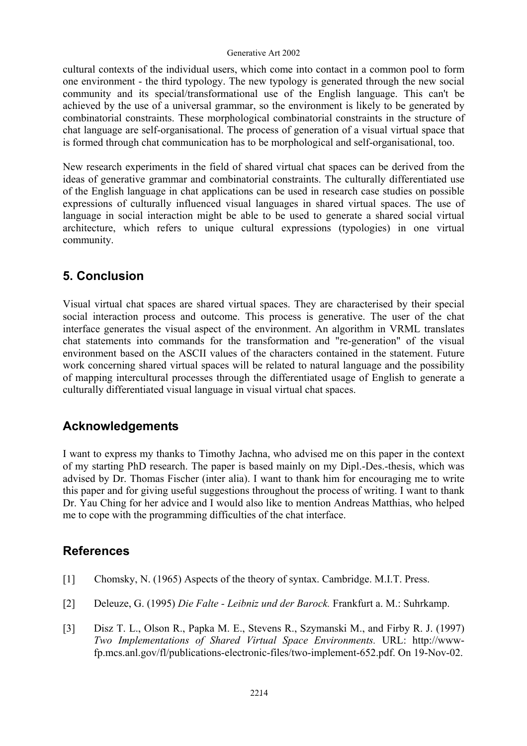cultural contexts of the individual users, which come into contact in a common pool to form one environment - the third typology. The new typology is generated through the new social community and its special/transformational use of the English language. This can't be achieved by the use of a universal grammar, so the environment is likely to be generated by combinatorial constraints. These morphological combinatorial constraints in the structure of chat language are self-organisational. The process of generation of a visual virtual space that is formed through chat communication has to be morphological and self-organisational, too.

New research experiments in the field of shared virtual chat spaces can be derived from the ideas of generative grammar and combinatorial constraints. The culturally differentiated use of the English language in chat applications can be used in research case studies on possible expressions of culturally influenced visual languages in shared virtual spaces. The use of language in social interaction might be able to be used to generate a shared social virtual architecture, which refers to unique cultural expressions (typologies) in one virtual community.

## 5. Conclusion

Visual virtual chat spaces are shared virtual spaces. They are characterised by their special social interaction process and outcome. This process is generative. The user of the chat interface generates the visual aspect of the environment. An algorithm in VRML translates chat statements into commands for the transformation and "re-generation" of the visual environment based on the ASCII values of the characters contained in the statement. Future work concerning shared virtual spaces will be related to natural language and the possibility of mapping intercultural processes through the differentiated usage of English to generate a culturally differentiated visual language in visual virtual chat spaces.

## Acknowledgements

I want to express my thanks to Timothy Jachna, who advised me on this paper in the context of my starting PhD research. The paper is based mainly on my Dipl.-Des.-thesis, which was advised by Dr. Thomas Fischer (inter alia). I want to thank him for encouraging me to write this paper and for giving useful suggestions throughout the process of writing. I want to thank Dr. Yau Ching for her advice and I would also like to mention Andreas Matthias, who helped me to cope with the programming difficulties of the chat interface.

## References

[1] Chomsky, N. (1965) Aspects of the theory of syntax. Cambridge. M.I.T. Press.

[2] Deleuze, G. (1995) *Die Falte - Leibniz und der Barock.* Frankfurt a. M.: Suhrkamp.

[3] Disz T. L., Olson R., Papka M. E., Stevens R., Szymanski M., and Firby R. J. (1997) *Two Implementations of Shared Virtual Space Environments.* URL: http://www-fp.mcs.anl.gov/fl/publications-electronic-files/two-implement-652.pdf. On 19-Nov-02.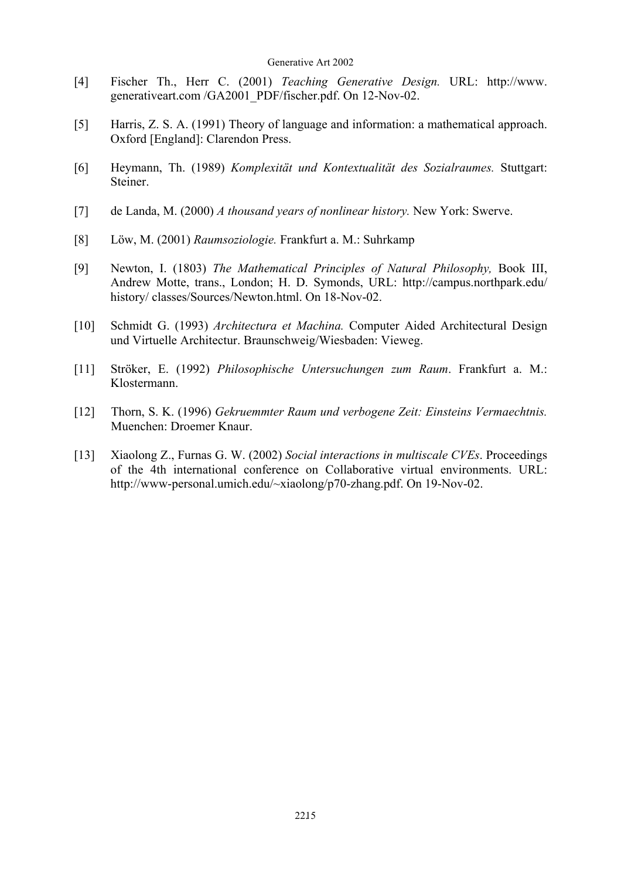[4] Fischer Th., Herr C. (2001) *Teaching Generative Design.* URL: http://www. generativeart.com /GA2001_PDF/fischer.pdf. On 12-Nov-02.

[5] Harris, Z. S. A. (1991) Theory of language and information: a mathematical approach. Oxford [England]: Clarendon Press.

[6] Heymann, Th. (1989) *Komplexität und Kontextualität des Sozialraumes.* Stuttgart: Steiner.

[7] de Landa, M. (2000) *A thousand years of nonlinear history.* New York: Swerve.

[8] Löw, M. (2001) *Raumsoziologie.* Frankfurt a. M.: Suhrkamp

[9] Newton, I. (1803) *The Mathematical Principles of Natural Philosophy,* Book III, Andrew Motte, trans., London; H. D. Symonds, URL: http://campus.northpark.edu/ history/ classes/Sources/Newton.html. On 18-Nov-02.

[10] Schmidt G. (1993) *Architectura et Machina.* Computer Aided Architectural Design und Virtuelle Architectur. Braunschweig/Wiesbaden: Vieweg.

[11] Ströker, E. (1992) *Philosophische Untersuchungen zum Raum*. Frankfurt a. M.: Klostermann.

[12] Thorn, S. K. (1996) *Gekruemmter Raum und verbogene Zeit: Einsteins Vermaechtnis.* Muenchen: Droemer Knaur.

[13] Xiaolong Z., Furnas G. W. (2002) *Social interactions in multiscale CVEs*. Proceedings of the 4th international conference on Collaborative virtual environments. URL: http://www-personal.umich.edu/~xiaolong/p70-zhang.pdf. On 19-Nov-02.